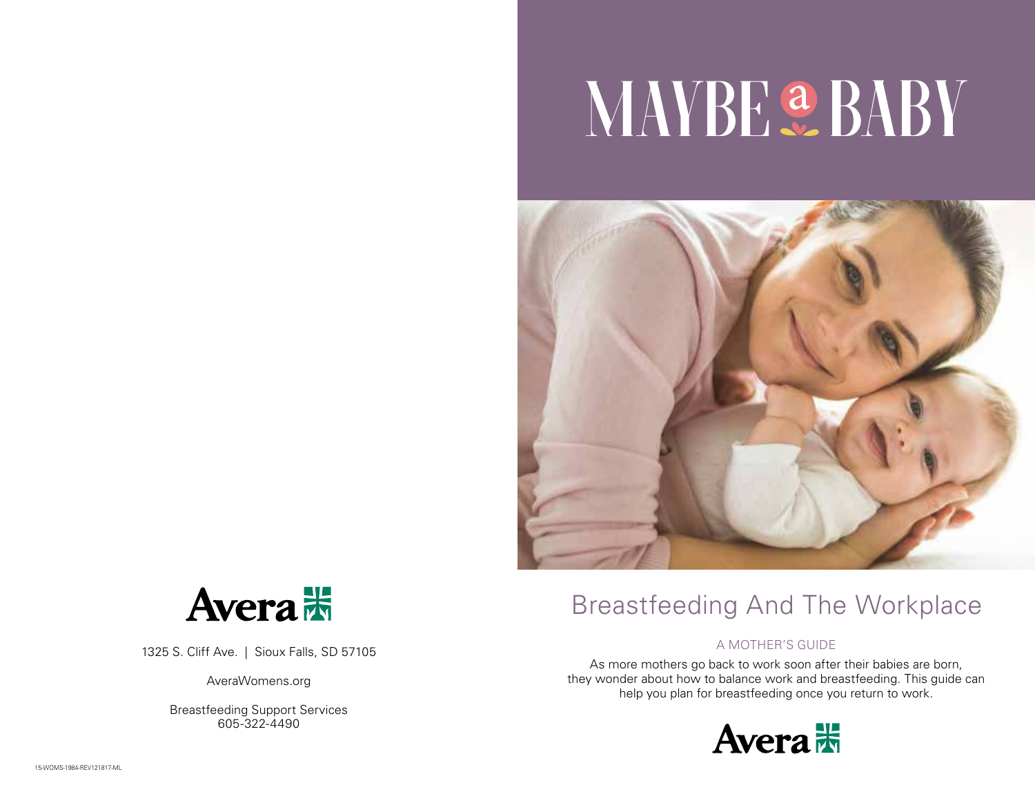Avera

1325 S. Cliff Ave. | Sioux Falls, SD 57105

AveraWomens.org

Breastfeeding Support Services
605-322-4490

15-WOMS-1984-REV121817-ML

# MAYBE a BABY

## Breastfeeding And The Workplace

### A MOTHER'S GUIDE

As more mothers go back to work soon after their babies are born, they wonder about how to balance work and breastfeeding. This guide can help you plan for breastfeeding once you return to work.

Avera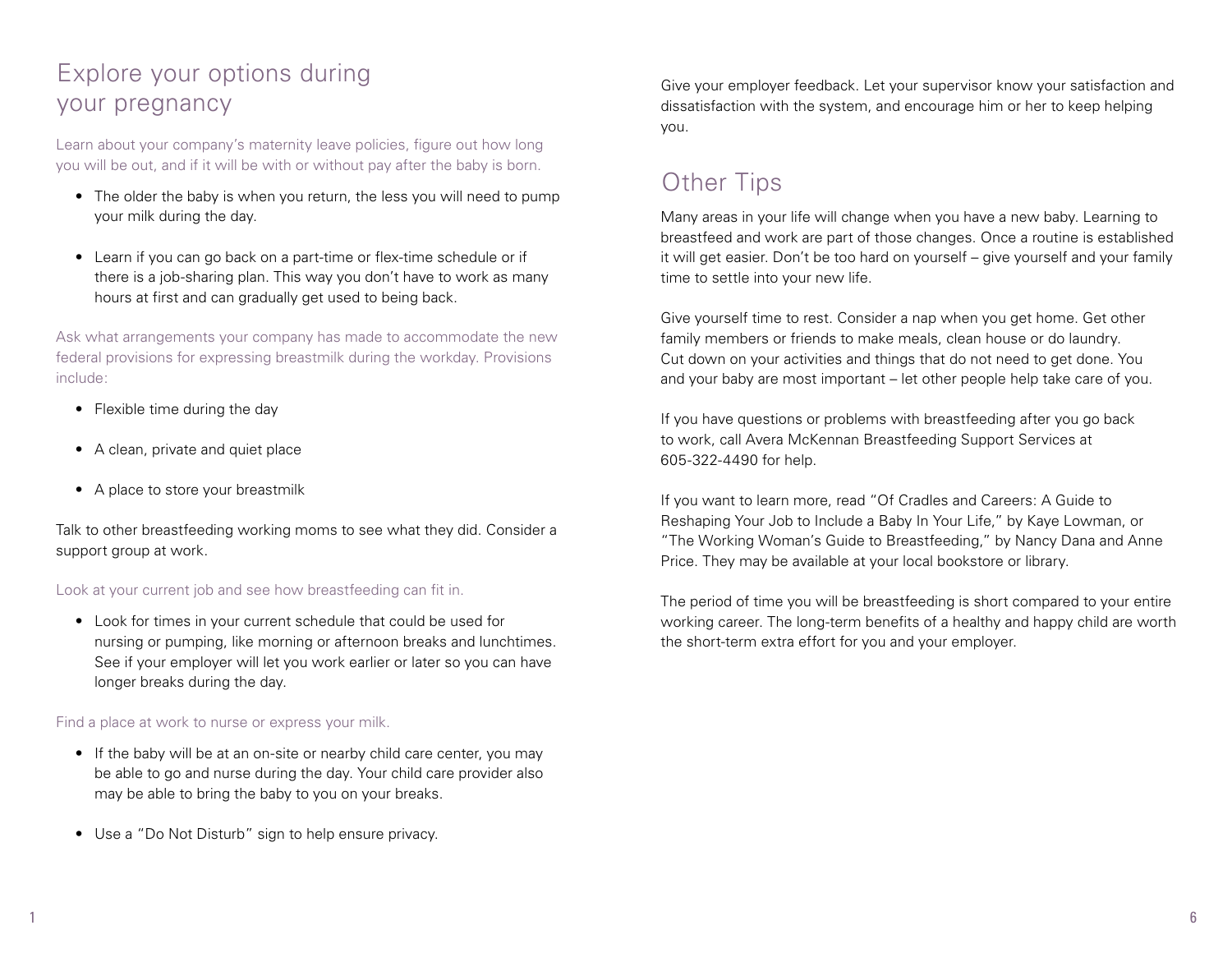## Explore your options during your pregnancy

Learn about your company's maternity leave policies, figure out how long you will be out, and if it will be with or without pay after the baby is born.

- The older the baby is when you return, the less you will need to pump your milk during the day.
- Learn if you can go back on a part-time or flex-time schedule or if there is a job-sharing plan. This way you don't have to work as many hours at first and can gradually get used to being back.

Ask what arrangements your company has made to accommodate the new federal provisions for expressing breastmilk during the workday. Provisions include:

- Flexible time during the day
- A clean, private and quiet place
- A place to store your breastmilk

Talk to other breastfeeding working moms to see what they did. Consider a support group at work.

Look at your current job and see how breastfeeding can fit in.

- Look for times in your current schedule that could be used for nursing or pumping, like morning or afternoon breaks and lunchtimes. See if your employer will let you work earlier or later so you can have longer breaks during the day.

Find a place at work to nurse or express your milk.

- If the baby will be at an on-site or nearby child care center, you may be able to go and nurse during the day. Your child care provider also may be able to bring the baby to you on your breaks.
- Use a "Do Not Disturb" sign to help ensure privacy.

Give your employer feedback. Let your supervisor know your satisfaction and dissatisfaction with the system, and encourage him or her to keep helping you.

## Other Tips

Many areas in your life will change when you have a new baby. Learning to breastfeed and work are part of those changes. Once a routine is established it will get easier. Don't be too hard on yourself – give yourself and your family time to settle into your new life.

Give yourself time to rest. Consider a nap when you get home. Get other family members or friends to make meals, clean house or do laundry. Cut down on your activities and things that do not need to get done. You and your baby are most important – let other people help take care of you.

If you have questions or problems with breastfeeding after you go back to work, call Avera McKennan Breastfeeding Support Services at 605-322-4490 for help.

If you want to learn more, read "Of Cradles and Careers: A Guide to Reshaping Your Job to Include a Baby In Your Life," by Kaye Lowman, or "The Working Woman's Guide to Breastfeeding," by Nancy Dana and Anne Price. They may be available at your local bookstore or library.

The period of time you will be breastfeeding is short compared to your entire working career. The long-term benefits of a healthy and happy child are worth the short-term extra effort for you and your employer.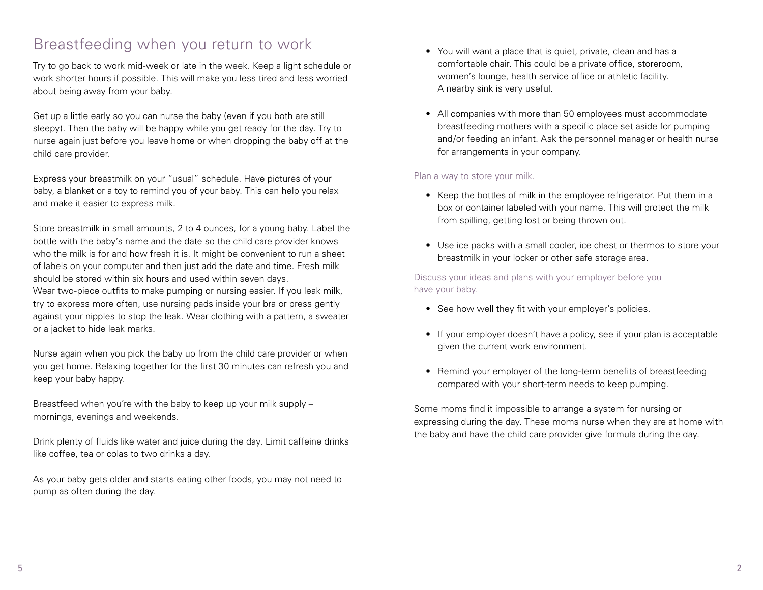## Breastfeeding when you return to work

Try to go back to work mid-week or late in the week. Keep a light schedule or work shorter hours if possible. This will make you less tired and less worried about being away from your baby.

Get up a little early so you can nurse the baby (even if you both are still sleepy). Then the baby will be happy while you get ready for the day. Try to nurse again just before you leave home or when dropping the baby off at the child care provider.

Express your breastmilk on your "usual" schedule. Have pictures of your baby, a blanket or a toy to remind you of your baby. This can help you relax and make it easier to express milk.

Store breastmilk in small amounts, 2 to 4 ounces, for a young baby. Label the bottle with the baby's name and the date so the child care provider knows who the milk is for and how fresh it is. It might be convenient to run a sheet of labels on your computer and then just add the date and time. Fresh milk should be stored within six hours and used within seven days.

Wear two-piece outfits to make pumping or nursing easier. If you leak milk, try to express more often, use nursing pads inside your bra or press gently against your nipples to stop the leak. Wear clothing with a pattern, a sweater or a jacket to hide leak marks.

Nurse again when you pick the baby up from the child care provider or when you get home. Relaxing together for the first 30 minutes can refresh you and keep your baby happy.

Breastfeed when you're with the baby to keep up your milk supply – mornings, evenings and weekends.

Drink plenty of fluids like water and juice during the day. Limit caffeine drinks like coffee, tea or colas to two drinks a day.

As your baby gets older and starts eating other foods, you may not need to pump as often during the day.

- You will want a place that is quiet, private, clean and has a comfortable chair. This could be a private office, storeroom, women's lounge, health service office or athletic facility. A nearby sink is very useful.
- All companies with more than 50 employees must accommodate breastfeeding mothers with a specific place set aside for pumping and/or feeding an infant. Ask the personnel manager or health nurse for arrangements in your company.

Plan a way to store your milk.

- Keep the bottles of milk in the employee refrigerator. Put them in a box or container labeled with your name. This will protect the milk from spilling, getting lost or being thrown out.
- Use ice packs with a small cooler, ice chest or thermos to store your breastmilk in your locker or other safe storage area.

Discuss your ideas and plans with your employer before you have your baby.

- See how well they fit with your employer's policies.
- If your employer doesn't have a policy, see if your plan is acceptable given the current work environment.
- Remind your employer of the long-term benefits of breastfeeding compared with your short-term needs to keep pumping.

Some moms find it impossible to arrange a system for nursing or expressing during the day. These moms nurse when they are at home with the baby and have the child care provider give formula during the day.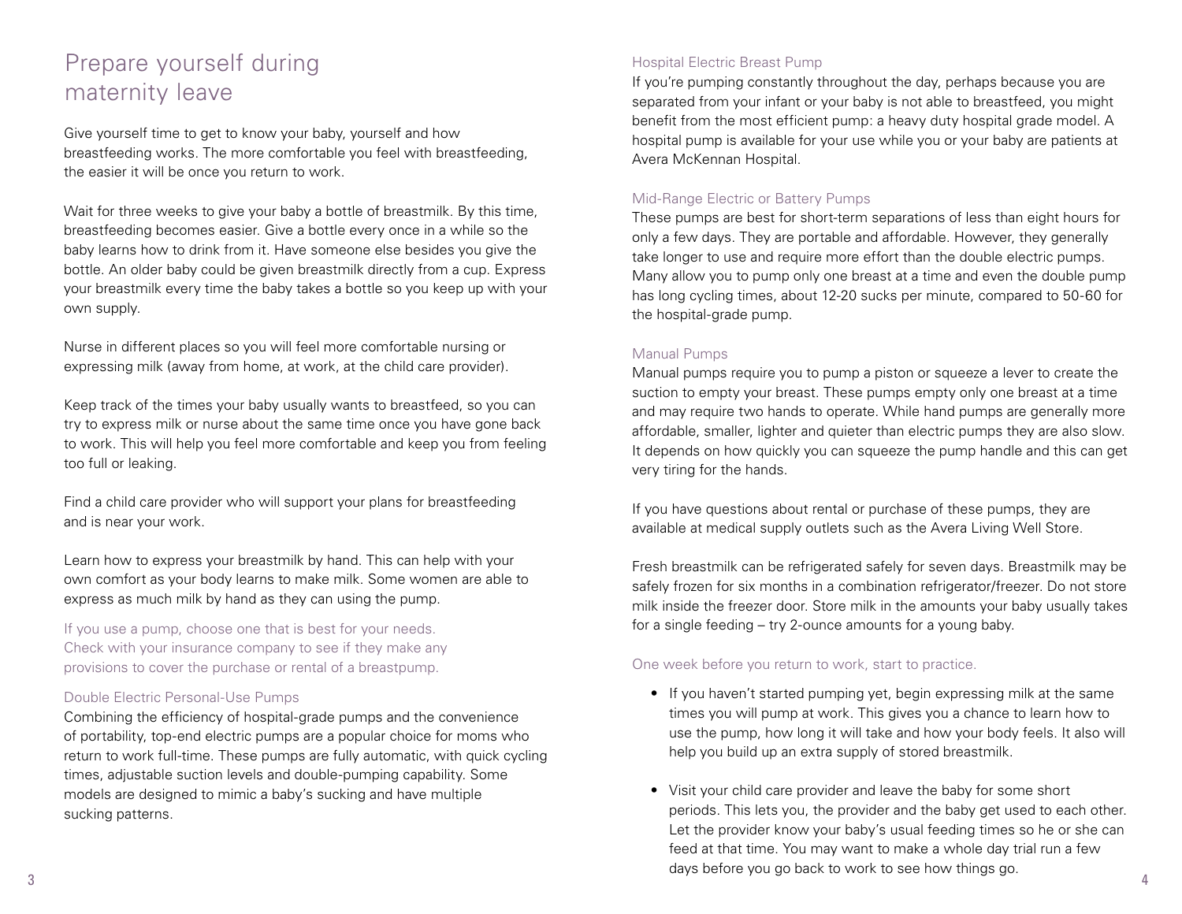# Prepare yourself during maternity leave

Give yourself time to get to know your baby, yourself and how breastfeeding works. The more comfortable you feel with breastfeeding, the easier it will be once you return to work.

Wait for three weeks to give your baby a bottle of breastmilk. By this time, breastfeeding becomes easier. Give a bottle every once in a while so the baby learns how to drink from it. Have someone else besides you give the bottle. An older baby could be given breastmilk directly from a cup. Express your breastmilk every time the baby takes a bottle so you keep up with your own supply.

Nurse in different places so you will feel more comfortable nursing or expressing milk (away from home, at work, at the child care provider).

Keep track of the times your baby usually wants to breastfeed, so you can try to express milk or nurse about the same time once you have gone back to work. This will help you feel more comfortable and keep you from feeling too full or leaking.

Find a child care provider who will support your plans for breastfeeding and is near your work.

Learn how to express your breastmilk by hand. This can help with your own comfort as your body learns to make milk. Some women are able to express as much milk by hand as they can using the pump.

If you use a pump, choose one that is best for your needs. Check with your insurance company to see if they make any provisions to cover the purchase or rental of a breastpump.

### Double Electric Personal-Use Pumps

Combining the efficiency of hospital-grade pumps and the convenience of portability, top-end electric pumps are a popular choice for moms who return to work full-time. These pumps are fully automatic, with quick cycling times, adjustable suction levels and double-pumping capability. Some models are designed to mimic a baby's sucking and have multiple sucking patterns.

### Hospital Electric Breast Pump

If you're pumping constantly throughout the day, perhaps because you are separated from your infant or your baby is not able to breastfeed, you might benefit from the most efficient pump: a heavy duty hospital grade model. A hospital pump is available for your use while you or your baby are patients at Avera McKennan Hospital.

### Mid-Range Electric or Battery Pumps

These pumps are best for short-term separations of less than eight hours for only a few days. They are portable and affordable. However, they generally take longer to use and require more effort than the double electric pumps. Many allow you to pump only one breast at a time and even the double pump has long cycling times, about 12-20 sucks per minute, compared to 50-60 for the hospital-grade pump.

### Manual Pumps

Manual pumps require you to pump a piston or squeeze a lever to create the suction to empty your breast. These pumps empty only one breast at a time and may require two hands to operate. While hand pumps are generally more affordable, smaller, lighter and quieter than electric pumps they are also slow. It depends on how quickly you can squeeze the pump handle and this can get very tiring for the hands.

If you have questions about rental or purchase of these pumps, they are available at medical supply outlets such as the Avera Living Well Store.

Fresh breastmilk can be refrigerated safely for seven days. Breastmilk may be safely frozen for six months in a combination refrigerator/freezer. Do not store milk inside the freezer door. Store milk in the amounts your baby usually takes for a single feeding – try 2-ounce amounts for a young baby.

One week before you return to work, start to practice.

- If you haven't started pumping yet, begin expressing milk at the same times you will pump at work. This gives you a chance to learn how to use the pump, how long it will take and how your body feels. It also will help you build up an extra supply of stored breastmilk.
- Visit your child care provider and leave the baby for some short periods. This lets you, the provider and the baby get used to each other. Let the provider know your baby's usual feeding times so he or she can feed at that time. You may want to make a whole day trial run a few days before you go back to work to see how things go.